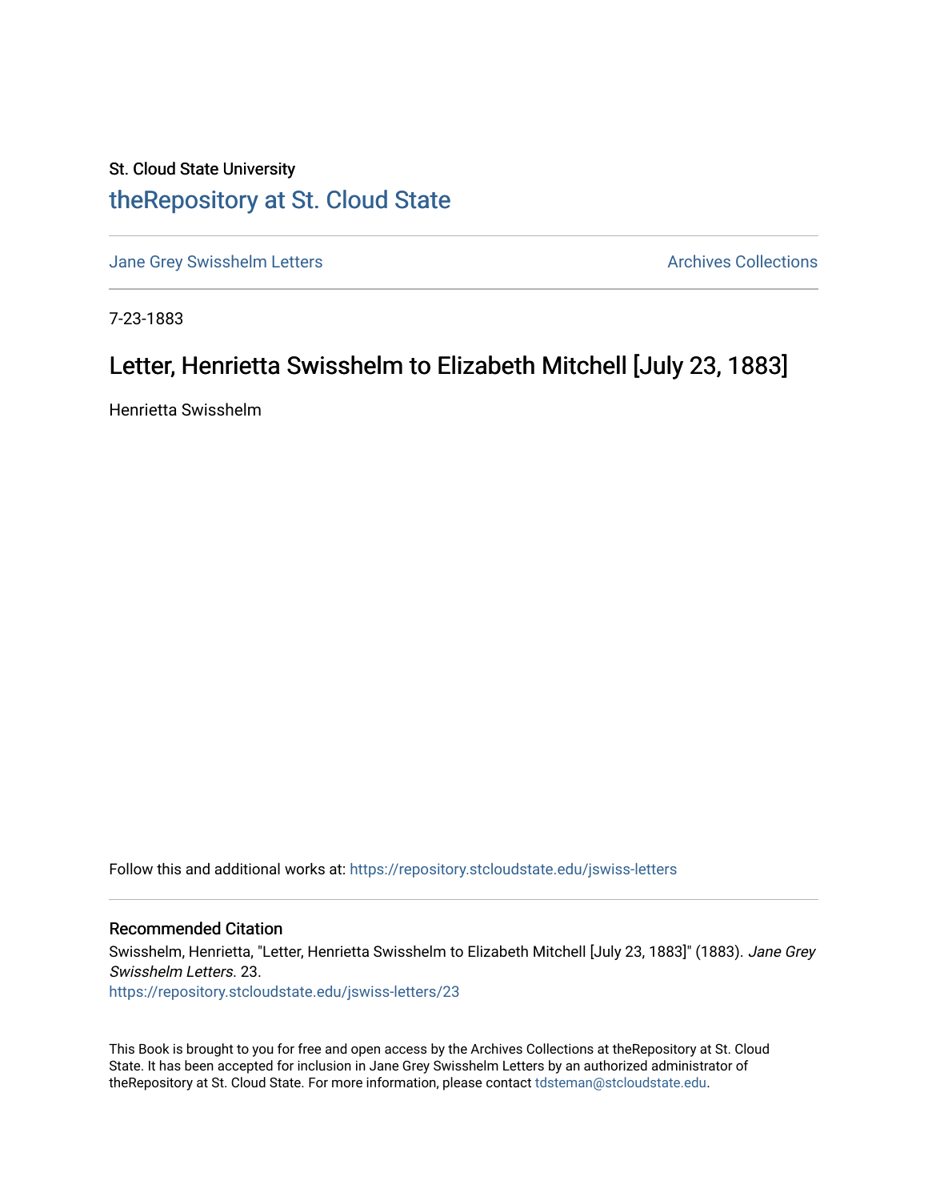St. Cloud State University

# theRepository at St. Cloud State

Jane Grey Swisshelm Letters | Archives Collections

7-23-1883

## Letter, Henrietta Swisshelm to Elizabeth Mitchell [July 23, 1883]

Henrietta Swisshelm

Follow this and additional works at: https://repository.stcloudstate.edu/jswiss-letters

### Recommended Citation

Swisshelm, Henrietta, "Letter, Henrietta Swisshelm to Elizabeth Mitchell [July 23, 1883]" (1883). *Jane Grey Swisshelm Letters*. 23.
https://repository.stcloudstate.edu/jswiss-letters/23

This Book is brought to you for free and open access by the Archives Collections at theRepository at St. Cloud State. It has been accepted for inclusion in Jane Grey Swisshelm Letters by an authorized administrator of theRepository at St. Cloud State. For more information, please contact tdsteman@stcloudstate.edu.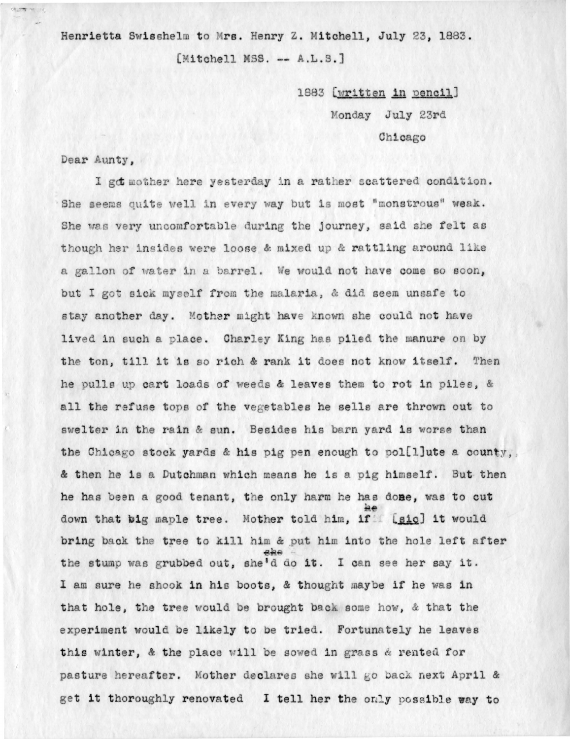Henrietta Swisshelm to Mrs. Henry Z. Mitchell, July 23, 1883.

[Mitchell MSS. -- A.L.S.]

1883 [written in pencil]

Monday July 23rd

Chicago

Dear Aunty,

I got mother here yesterday in a rather scattered condition. She seems quite well in every way but is most "monstrous" weak. She was very uncomfortable during the journey, said she felt as though her insides were loose & mixed up & rattling around like a gallon of water in a barrel. We would not have come so soon, but I got sick myself from the malaria, & did seem unsafe to stay another day. Mother might have known she could not have lived in such a place. Charley King has piled the manure on by the ton, till it is so rich & rank it does not know itself. Then he pulls up cart loads of weeds & leaves them to rot in piles, & all the refuse tops of the vegetables he sells are thrown out to swelter in the rain & sun. Besides his barn yard is worse than the Chicago stock yards & his pig pen enough to pol[l]ute a county, & then he is a Dutchman which means he is a pig himself. But then he has been a good tenant, the only harm he has done, was to cut down that big maple tree. Mother told him, if ~~he~~ [sic] it would bring back the tree to kill him & put him into the hole left after the stump was grubbed out, ~~she~~'d do it. I can see her say it. I am sure he shook in his boots, & thought maybe if he was in that hole, the tree would be brought back some how, & that the experiment would be likely to be tried. Fortunately he leaves this winter, & the place will be sowed in grass & rented for pasture hereafter. Mother declares she will go back next April & get it thoroughly renovated I tell her the only possible way to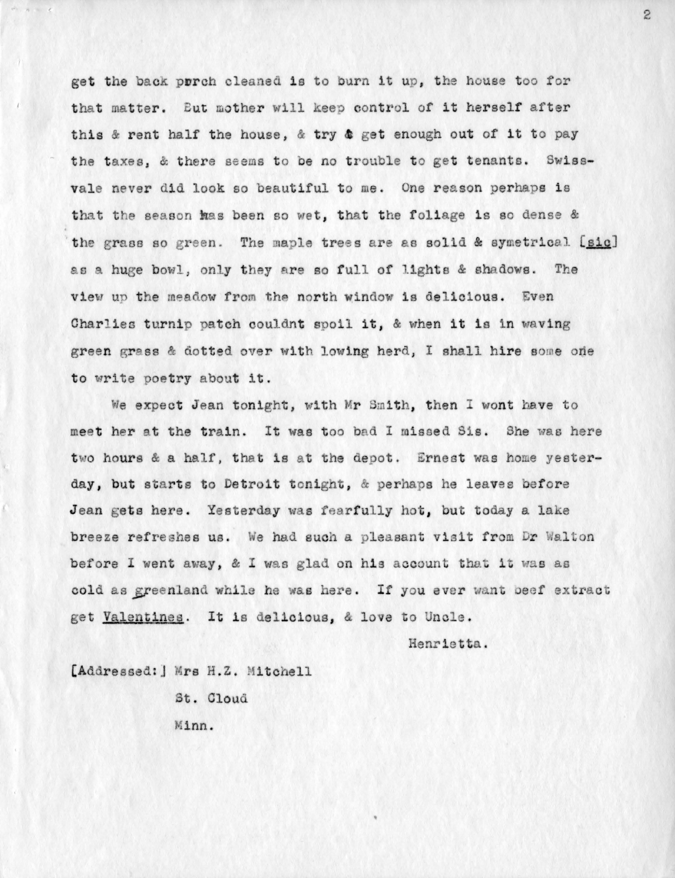get the back porch cleaned is to burn it up, the house too for that matter. But mother will keep control of it herself after this & rent half the house, & try & get enough out of it to pay the taxes, & there seems to be no trouble to get tenants. Swissvale never did look so beautiful to me. One reason perhaps is that the season has been so wet, that the foliage is so dense & the grass so green. The maple trees are as solid & symetrical [sic] as a huge bowl, only they are so full of lights & shadows. The view up the meadow from the north window is delicious. Even Charlies turnip patch couldnt spoil it, & when it is in waving green grass & dotted over with lowing herd, I shall hire some one to write poetry about it.

We expect Jean tonight, with Mr Smith, then I wont have to meet her at the train. It was too bad I missed Sis. She was here two hours & a half, that is at the depot. Ernest was home yesterday, but starts to Detroit tonight, & perhaps he leaves before Jean gets here. Yesterday was fearfully hot, but today a lake breeze refreshes us. We had such a pleasant visit from Dr Walton before I went away, & I was glad on his account that it was as cold as greenland while he was here. If you ever want beef extract get Valentines. It is delicious, & love to Uncle.

Henrietta.

[Addressed:] Mrs H.Z. Mitchell
St. Cloud
Minn.